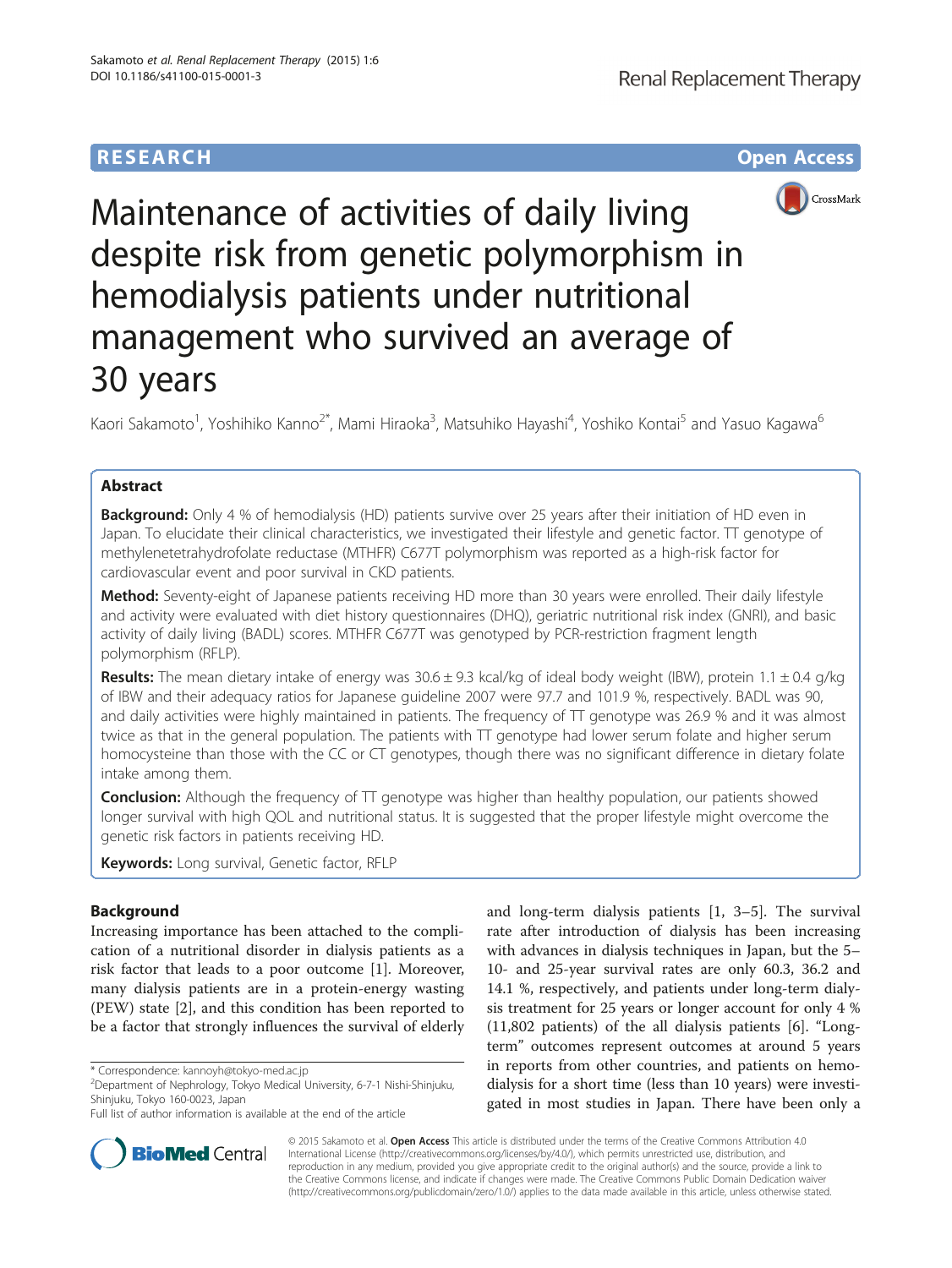RESEARCH Open Access

# Maintenance of activities of daily living despite risk from genetic polymorphism in hemodialysis patients under nutritional management who survived an average of 30 years

Kaori Sakamoto[1], Yoshihiko Kanno[2*], Mami Hiraoka[3], Matsuhiko Hayashi[4], Yoshiko Kontai[5] and Yasuo Kagawa[6]

## Abstract

**Background:** Only 4 % of hemodialysis (HD) patients survive over 25 years after their initiation of HD even in Japan. To elucidate their clinical characteristics, we investigated their lifestyle and genetic factor. TT genotype of methylenetetrahydrofolate reductase (MTHFR) C677T polymorphism was reported as a high-risk factor for cardiovascular event and poor survival in CKD patients.

**Method:** Seventy-eight of Japanese patients receiving HD more than 30 years were enrolled. Their daily lifestyle and activity were evaluated with diet history questionnaires (DHQ), geriatric nutritional risk index (GNRI), and basic activity of daily living (BADL) scores. MTHFR C677T was genotyped by PCR-restriction fragment length polymorphism (RFLP).

**Results:** The mean dietary intake of energy was 30.6 ± 9.3 kcal/kg of ideal body weight (IBW), protein 1.1 ± 0.4 g/kg of IBW and their adequacy ratios for Japanese guideline 2007 were 97.7 and 101.9 %, respectively. BADL was 90, and daily activities were highly maintained in patients. The frequency of TT genotype was 26.9 % and it was almost twice as that in the general population. The patients with TT genotype had lower serum folate and higher serum homocysteine than those with the CC or CT genotypes, though there was no significant difference in dietary folate intake among them.

**Conclusion:** Although the frequency of TT genotype was higher than healthy population, our patients showed longer survival with high QOL and nutritional status. It is suggested that the proper lifestyle might overcome the genetic risk factors in patients receiving HD.

**Keywords:** Long survival, Genetic factor, RFLP

## Background

Increasing importance has been attached to the complication of a nutritional disorder in dialysis patients as a risk factor that leads to a poor outcome [1]. Moreover, many dialysis patients are in a protein-energy wasting (PEW) state [2], and this condition has been reported to be a factor that strongly influences the survival of elderly and long-term dialysis patients [1, 3–5]. The survival rate after introduction of dialysis has been increasing with advances in dialysis techniques in Japan, but the 5–10- and 25-year survival rates are only 60.3, 36.2 and 14.1 %, respectively, and patients under long-term dialysis treatment for 25 years or longer account for only 4 % (11,802 patients) of the all dialysis patients [6]. "Long-term" outcomes represent outcomes at around 5 years in reports from other countries, and patients on hemodialysis for a short time (less than 10 years) were investigated in most studies in Japan. There have been only a

\* Correspondence: kannoyh@tokyo-med.ac.jp
[2]Department of Nephrology, Tokyo Medical University, 6-7-1 Nishi-Shinjuku, Shinjuku, Tokyo 160-0023, Japan
Full list of author information is available at the end of the article

© 2015 Sakamoto et al. **Open Access** This article is distributed under the terms of the Creative Commons Attribution 4.0 International License (http://creativecommons.org/licenses/by/4.0/), which permits unrestricted use, distribution, and reproduction in any medium, provided you give appropriate credit to the original author(s) and the source, provide a link to the Creative Commons license, and indicate if changes were made. The Creative Commons Public Domain Dedication waiver (http://creativecommons.org/publicdomain/zero/1.0/) applies to the data made available in this article, unless otherwise stated.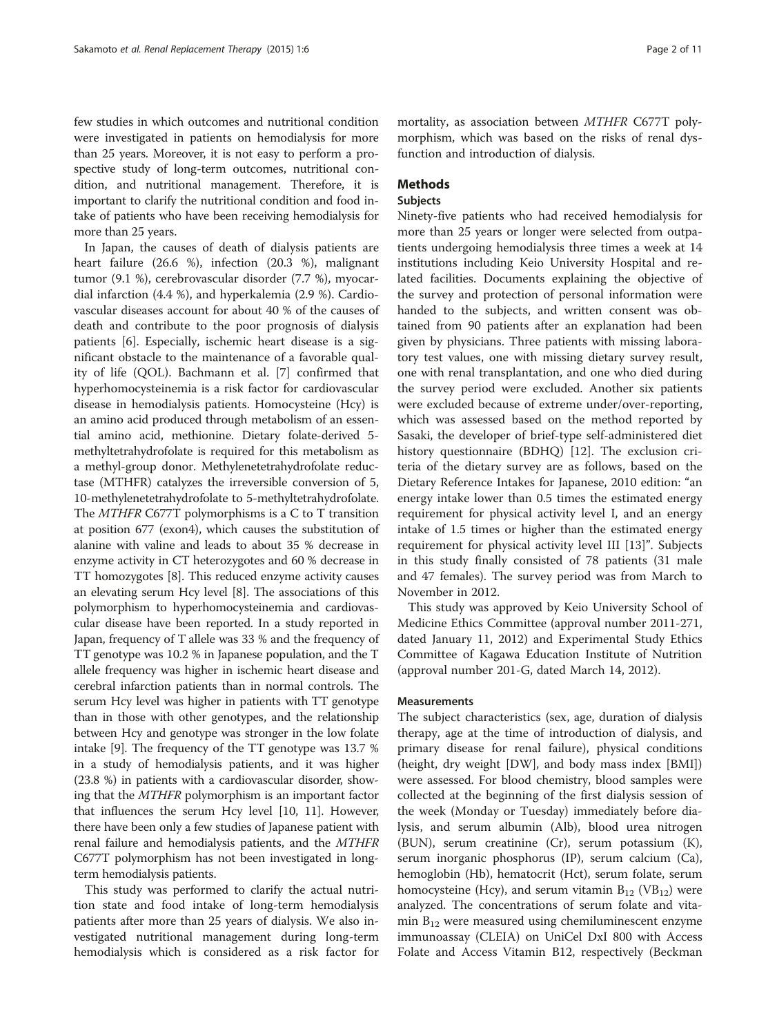few studies in which outcomes and nutritional condition were investigated in patients on hemodialysis for more than 25 years. Moreover, it is not easy to perform a prospective study of long-term outcomes, nutritional condition, and nutritional management. Therefore, it is important to clarify the nutritional condition and food intake of patients who have been receiving hemodialysis for more than 25 years.

In Japan, the causes of death of dialysis patients are heart failure (26.6 %), infection (20.3 %), malignant tumor (9.1 %), cerebrovascular disorder (7.7 %), myocardial infarction (4.4 %), and hyperkalemia (2.9 %). Cardiovascular diseases account for about 40 % of the causes of death and contribute to the poor prognosis of dialysis patients [6]. Especially, ischemic heart disease is a significant obstacle to the maintenance of a favorable quality of life (QOL). Bachmann et al. [7] confirmed that hyperhomocysteinemia is a risk factor for cardiovascular disease in hemodialysis patients. Homocysteine (Hcy) is an amino acid produced through metabolism of an essential amino acid, methionine. Dietary folate-derived 5-methyltetrahydrofolate is required for this metabolism as a methyl-group donor. Methylenetetrahydrofolate reductase (MTHFR) catalyzes the irreversible conversion of 5, 10-methylenetetrahydrofolate to 5-methyltetrahydrofolate. The *MTHFR* C677T polymorphisms is a C to T transition at position 677 (exon4), which causes the substitution of alanine with valine and leads to about 35 % decrease in enzyme activity in CT heterozygotes and 60 % decrease in TT homozygotes [8]. This reduced enzyme activity causes an elevating serum Hcy level [8]. The associations of this polymorphism to hyperhomocysteinemia and cardiovascular disease have been reported. In a study reported in Japan, frequency of T allele was 33 % and the frequency of TT genotype was 10.2 % in Japanese population, and the T allele frequency was higher in ischemic heart disease and cerebral infarction patients than in normal controls. The serum Hcy level was higher in patients with TT genotype than in those with other genotypes, and the relationship between Hcy and genotype was stronger in the low folate intake [9]. The frequency of the TT genotype was 13.7 % in a study of hemodialysis patients, and it was higher (23.8 %) in patients with a cardiovascular disorder, showing that the *MTHFR* polymorphism is an important factor that influences the serum Hcy level [10, 11]. However, there have been only a few studies of Japanese patient with renal failure and hemodialysis patients, and the *MTHFR* C677T polymorphism has not been investigated in long-term hemodialysis patients.

This study was performed to clarify the actual nutrition state and food intake of long-term hemodialysis patients after more than 25 years of dialysis. We also investigated nutritional management during long-term hemodialysis which is considered as a risk factor for mortality, as association between *MTHFR* C677T polymorphism, which was based on the risks of renal dysfunction and introduction of dialysis.

## Methods

### Subjects

Ninety-five patients who had received hemodialysis for more than 25 years or longer were selected from outpatients undergoing hemodialysis three times a week at 14 institutions including Keio University Hospital and related facilities. Documents explaining the objective of the survey and protection of personal information were handed to the subjects, and written consent was obtained from 90 patients after an explanation had been given by physicians. Three patients with missing laboratory test values, one with missing dietary survey result, one with renal transplantation, and one who died during the survey period were excluded. Another six patients were excluded because of extreme under/over-reporting, which was assessed based on the method reported by Sasaki, the developer of brief-type self-administered diet history questionnaire (BDHQ) [12]. The exclusion criteria of the dietary survey are as follows, based on the Dietary Reference Intakes for Japanese, 2010 edition: "an energy intake lower than 0.5 times the estimated energy requirement for physical activity level I, and an energy intake of 1.5 times or higher than the estimated energy requirement for physical activity level III [13]". Subjects in this study finally consisted of 78 patients (31 male and 47 females). The survey period was from March to November in 2012.

This study was approved by Keio University School of Medicine Ethics Committee (approval number 2011-271, dated January 11, 2012) and Experimental Study Ethics Committee of Kagawa Education Institute of Nutrition (approval number 201-G, dated March 14, 2012).

### Measurements

The subject characteristics (sex, age, duration of dialysis therapy, age at the time of introduction of dialysis, and primary disease for renal failure), physical conditions (height, dry weight [DW], and body mass index [BMI]) were assessed. For blood chemistry, blood samples were collected at the beginning of the first dialysis session of the week (Monday or Tuesday) immediately before dialysis, and serum albumin (Alb), blood urea nitrogen (BUN), serum creatinine (Cr), serum potassium (K), serum inorganic phosphorus (IP), serum calcium (Ca), hemoglobin (Hb), hematocrit (Hct), serum folate, serum homocysteine (Hcy), and serum vitamin $B_{12}$ ($VB_{12}$) were analyzed. The concentrations of serum folate and vitamin $B_{12}$ were measured using chemiluminescent enzyme immunoassay (CLEIA) on UniCel DxI 800 with Access Folate and Access Vitamin B12, respectively (Beckman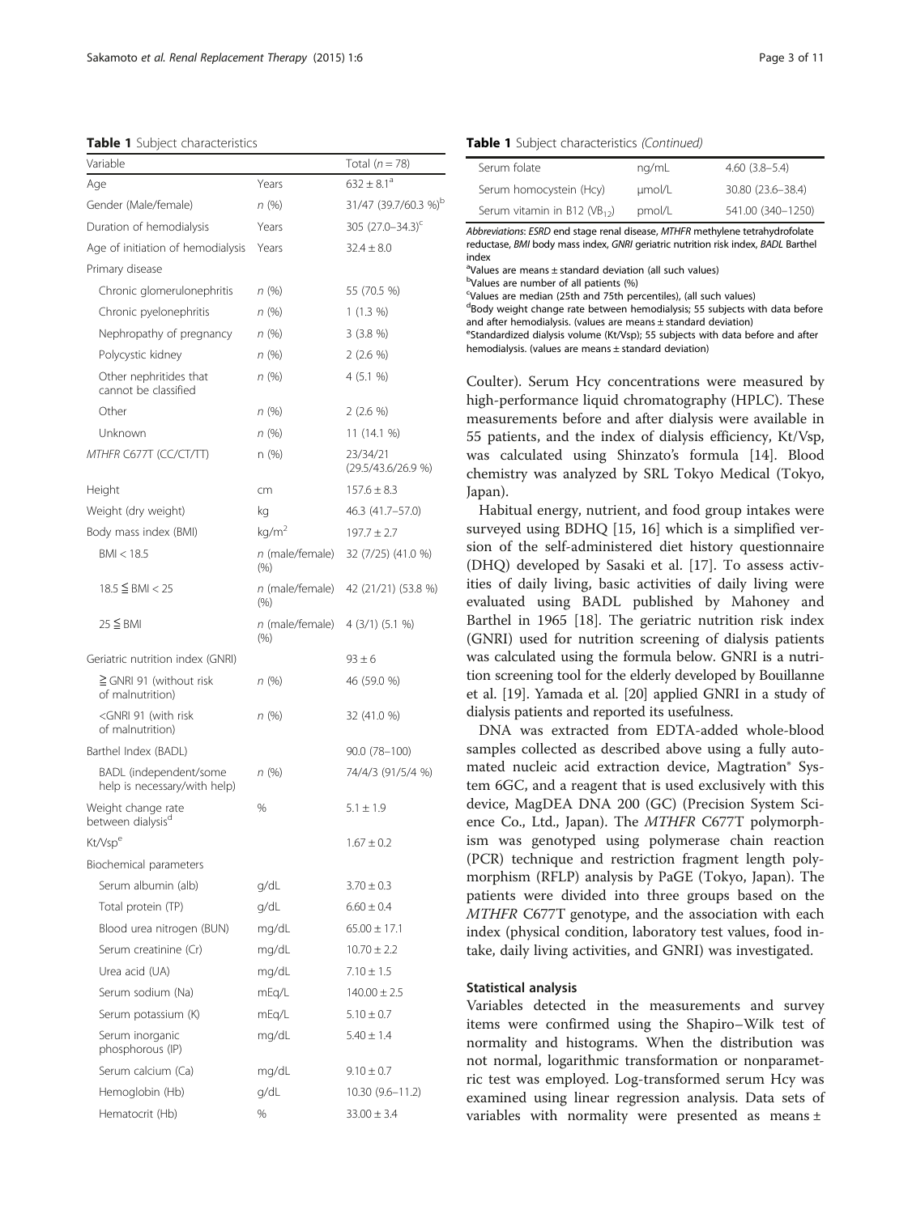**Table 1** Subject characteristics

| Variable | | Total ($n = 78$) |
|---|---|---|
| Age | Years | 632 ± 8.1[a] |
| Gender (Male/female) | n (%) | 31/47 (39.7/60.3 %)[b] |
| Duration of hemodialysis | Years | 305 (27.0–34.3)[c] |
| Age of initiation of hemodialysis | Years | 32.4 ± 8.0 |
| Primary disease | | |
| Chronic glomerulonephritis | n (%) | 55 (70.5 %) |
| Chronic pyelonephritis | n (%) | 1 (1.3 %) |
| Nephropathy of pregnancy | n (%) | 3 (3.8 %) |
| Polycystic kidney | n (%) | 2 (2.6 %) |
| Other nephritides that cannot be classified | n (%) | 4 (5.1 %) |
| Other | n (%) | 2 (2.6 %) |
| Unknown | n (%) | 11 (14.1 %) |
| *MTHFR* C677T (CC/CT/TT) | n (%) | 23/34/21 (29.5/43.6/26.9 %) |
| Height | cm | 157.6 ± 8.3 |
| Weight (dry weight) | kg | 46.3 (41.7–57.0) |
| Body mass index (BMI) | kg/m$^2$ | 197.7 ± 2.7 |
| BMI < 18.5 | n (male/female) (%) | 32 (7/25) (41.0 %) |
| 18.5 ≦ BMI < 25 | n (male/female) (%) | 42 (21/21) (53.8 %) |
| 25 ≦ BMI | n (male/female) (%) | 4 (3/1) (5.1 %) |
| Geriatric nutrition index (GNRI) | | 93 ± 6 |
| ≧ GNRI 91 (without risk of malnutrition) | n (%) | 46 (59.0 %) |
| <GNRI 91 (with risk of malnutrition) | n (%) | 32 (41.0 %) |
| Barthel Index (BADL) | | 90.0 (78–100) |
| BADL (independent/some help is necessary/with help) | n (%) | 74/4/3 (91/5/4 %) |
| Weight change rate between dialysis[d] | % | 5.1 ± 1.9 |
| Kt/Vsp[e] | | 1.67 ± 0.2 |
| Biochemical parameters | | |
| Serum albumin (alb) | g/dL | 3.70 ± 0.3 |
| Total protein (TP) | g/dL | 6.60 ± 0.4 |
| Blood urea nitrogen (BUN) | mg/dL | 65.00 ± 17.1 |
| Serum creatinine (Cr) | mg/dL | 10.70 ± 2.2 |
| Urea acid (UA) | mg/dL | 7.10 ± 1.5 |
| Serum sodium (Na) | mEq/L | 140.00 ± 2.5 |
| Serum potassium (K) | mEq/L | 5.10 ± 0.7 |
| Serum inorganic phosphorous (IP) | mg/dL | 5.40 ± 1.4 |
| Serum calcium (Ca) | mg/dL | 9.10 ± 0.7 |
| Hemoglobin (Hb) | g/dL | 10.30 (9.6–11.2) |
| Hematocrit (Hb) | % | 33.00 ± 3.4 |
| Serum folate | ng/mL | 4.60 (3.8–5.4) |
| Serum homocystein (Hcy) | μmol/L | 30.80 (23.6–38.4) |
| Serum vitamin in B12 ($VB_{12}$) | pmol/L | 541.00 (340–1250) |

*Abbreviations*: *ESRD* end stage renal disease, *MTHFR* methylene tetrahydrofolate reductase, *BMI* body mass index, *GNRI* geriatric nutrition risk index, *BADL* Barthel index

[a]Values are means ± standard deviation (all such values)
[b]Values are number of all patients (%)
[c]Values are median (25th and 75th percentiles), (all such values)
[d]Body weight change rate between hemodialysis; 55 subjects with data before and after hemodialysis. (values are means ± standard deviation)
[e]Standardized dialysis volume (Kt/Vsp); 55 subjects with data before and after hemodialysis. (values are means ± standard deviation)

Coulter). Serum Hcy concentrations were measured by high-performance liquid chromatography (HPLC). These measurements before and after dialysis were available in 55 patients, and the index of dialysis efficiency, Kt/Vsp, was calculated using Shinzato's formula [14]. Blood chemistry was analyzed by SRL Tokyo Medical (Tokyo, Japan).

Habitual energy, nutrient, and food group intakes were surveyed using BDHQ [15, 16] which is a simplified version of the self-administered diet history questionnaire (DHQ) developed by Sasaki et al. [17]. To assess activities of daily living, basic activities of daily living were evaluated using BADL published by Mahoney and Barthel in 1965 [18]. The geriatric nutrition risk index (GNRI) used for nutrition screening of dialysis patients was calculated using the formula below. GNRI is a nutrition screening tool for the elderly developed by Bouillanne et al. [19]. Yamada et al. [20] applied GNRI in a study of dialysis patients and reported its usefulness.

DNA was extracted from EDTA-added whole-blood samples collected as described above using a fully automated nucleic acid extraction device, Magtration® System 6GC, and a reagent that is used exclusively with this device, MagDEA DNA 200 (GC) (Precision System Science Co., Ltd., Japan). The *MTHFR* C677T polymorphism was genotyped using polymerase chain reaction (PCR) technique and restriction fragment length polymorphism (RFLP) analysis by PaGE (Tokyo, Japan). The patients were divided into three groups based on the *MTHFR* C677T genotype, and the association with each index (physical condition, laboratory test values, food intake, daily living activities, and GNRI) was investigated.

### Statistical analysis

Variables detected in the measurements and survey items were confirmed using the Shapiro–Wilk test of normality and histograms. When the distribution was not normal, logarithmic transformation or nonparametric test was employed. Log-transformed serum Hcy was examined using linear regression analysis. Data sets of variables with normality were presented as means ±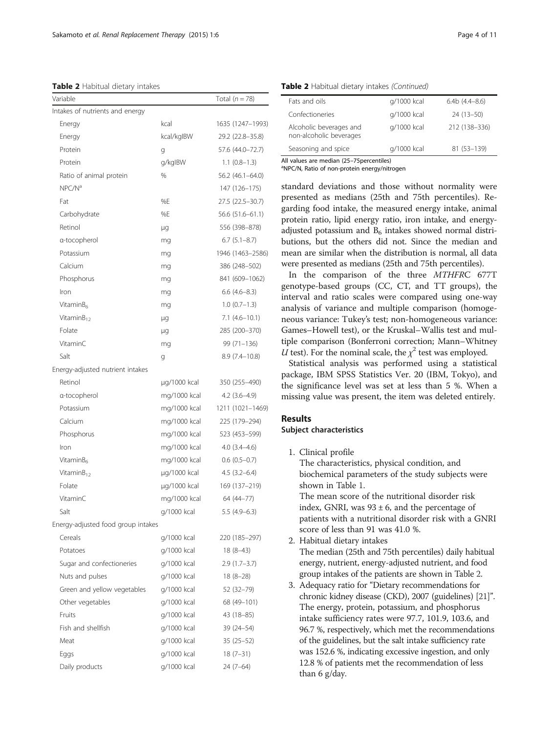**Table 2** Habitual dietary intakes

| Variable | | Total ($n = 78$) |
|---|---|---|
| Intakes of nutrients and energy | | |
| Energy | kcal | 1635 (1247–1993) |
| Energy | kcal/kgIBW | 29.2 (22.8–35.8) |
| Protein | g | 57.6 (44.0–72.7) |
| Protein | g/kgIBW | 1.1 (0.8–1.3) |
| Ratio of animal protein | % | 56.2 (46.1–64.0) |
| NPC/N[a] | | 147 (126–175) |
| Fat | %E | 27.5 (22.5–30.7) |
| Carbohydrate | %E | 56.6 (51.6–61.1) |
| Retinol | μg | 556 (398–878) |
| α-tocopherol | mg | 6.7 (5.1–8.7) |
| Potassium | mg | 1946 (1463–2586) |
| Calcium | mg | 386 (248–502) |
| Phosphorus | mg | 841 (609–1062) |
| Iron | mg | 6.6 (4.6–8.3) |
| Vitamin$B_6$ | mg | 1.0 (0.7–1.3) |
| Vitamin$B_{12}$ | μg | 7.1 (4.6–10.1) |
| Folate | μg | 285 (200–370) |
| VitaminC | mg | 99 (71–136) |
| Salt | g | 8.9 (7.4–10.8) |
| Energy-adjusted nutrient intakes | | |
| Retinol | μg/1000 kcal | 350 (255–490) |
| α-tocopherol | mg/1000 kcal | 4.2 (3.6–4.9) |
| Potassium | mg/1000 kcal | 1211 (1021–1469) |
| Calcium | mg/1000 kcal | 225 (179–294) |
| Phosphorus | mg/1000 kcal | 523 (453–599) |
| Iron | mg/1000 kcal | 4.0 (3.4–4.6) |
| Vitamin$B_6$ | mg/1000 kcal | 0.6 (0.5–0.7) |
| Vitamin$B_{12}$ | μg/1000 kcal | 4.5 (3.2–6.4) |
| Folate | μg/1000 kcal | 169 (137–219) |
| VitaminC | mg/1000 kcal | 64 (44–77) |
| Salt | g/1000 kcal | 5.5 (4.9–6.3) |
| Energy-adjusted food group intakes | | |
| Cereals | g/1000 kcal | 220 (185–297) |
| Potatoes | g/1000 kcal | 18 (8–43) |
| Sugar and confectioneries | g/1000 kcal | 2.9 (1.7–3.7) |
| Nuts and pulses | g/1000 kcal | 18 (8–28) |
| Green and yellow vegetables | g/1000 kcal | 52 (32–79) |
| Other vegetables | g/1000 kcal | 68 (49–101) |
| Fruits | g/1000 kcal | 43 (18–85) |
| Fish and shellfish | g/1000 kcal | 39 (24–54) |
| Meat | g/1000 kcal | 35 (25–52) |
| Eggs | g/1000 kcal | 18 (7–31) |
| Daily products | g/1000 kcal | 24 (7–64) |
| Fats and oils | g/1000 kcal | 6.4b (4.4–8.6) |
| Confectioneries | g/1000 kcal | 24 (13–50) |
| Alcoholic beverages and non-alcoholic beverages | g/1000 kcal | 212 (138–336) |
| Seasoning and spice | g/1000 kcal | 81 (53–139) |

All values are median (25–75percentiles)
[a]NPC/N, Ratio of non-protein energy/nitrogen

standard deviations and those without normality were presented as medians (25th and 75th percentiles). Regarding food intake, the measured energy intake, animal protein ratio, lipid energy ratio, iron intake, and energy-adjusted potassium and $B_6$ intakes showed normal distributions, but the others did not. Since the median and mean are similar when the distribution is normal, all data were presented as medians (25th and 75th percentiles).

In the comparison of the three *MTHFR*C 677T genotype-based groups (CC, CT, and TT groups), the interval and ratio scales were compared using one-way analysis of variance and multiple comparison (homogeneous variance: Tukey's test; non-homogeneous variance: Games–Howell test), or the Kruskal–Wallis test and multiple comparison (Bonferroni correction; Mann–Whitney $U$ test). For the nominal scale, the $\chi^2$ test was employed.

Statistical analysis was performed using a statistical package, IBM SPSS Statistics Ver. 20 (IBM, Tokyo), and the significance level was set at less than 5 %. When a missing value was present, the item was deleted entirely.

## Results

### Subject characteristics

1. Clinical profile

   The characteristics, physical condition, and biochemical parameters of the study subjects were shown in Table 1.

   The mean score of the nutritional disorder risk index, GNRI, was $93 \pm 6$, and the percentage of patients with a nutritional disorder risk with a GNRI score of less than 91 was 41.0 %.

2. Habitual dietary intakes

   The median (25th and 75th percentiles) daily habitual energy, nutrient, energy-adjusted nutrient, and food group intakes of the patients are shown in Table 2.

3. Adequacy ratio for "Dietary recommendations for chronic kidney disease (CKD), 2007 (guidelines) [21]". The energy, protein, potassium, and phosphorus intake sufficiency rates were 97.7, 101.9, 103.6, and 96.7 %, respectively, which met the recommendations of the guidelines, but the salt intake sufficiency rate was 152.6 %, indicating excessive ingestion, and only 12.8 % of patients met the recommendation of less than 6 g/day.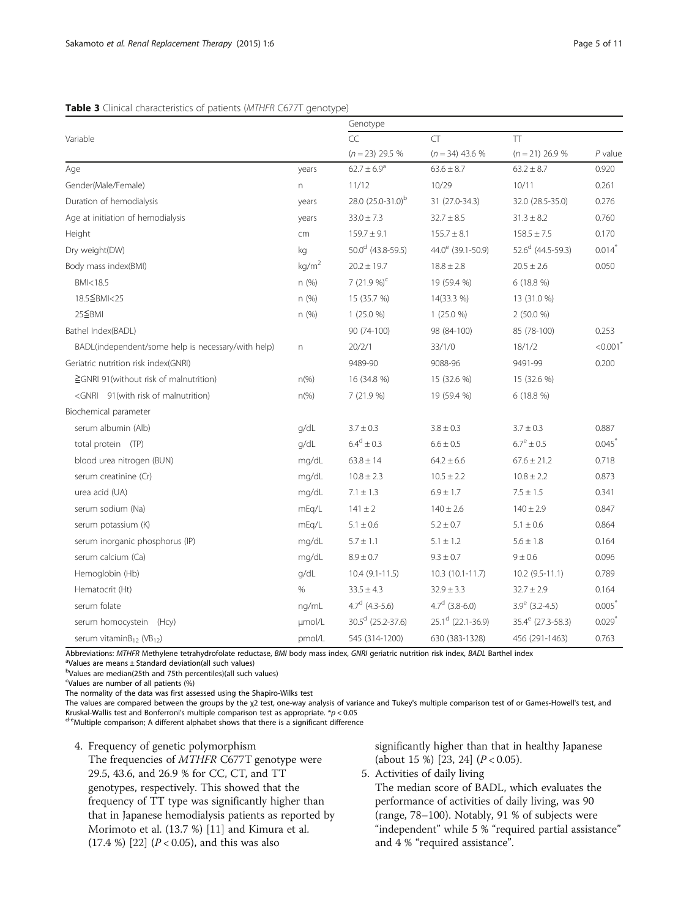**Table 3** Clinical characteristics of patients (*MTHFR* C677T genotype)

| Variable | | Genotype | | | |
|---|---|---|---|---|---|
| | | CC | CT | TT | |
| | | ($n$ = 23) 29.5 % | ($n$ = 34) 43.6 % | ($n$ = 21) 26.9 % | *P* value |
| Age | years | 62.7 ± 6.9[a] | 63.6 ± 8.7 | 63.2 ± 8.7 | 0.920 |
| Gender(Male/Female) | n | 11/12 | 10/29 | 10/11 | 0.261 |
| Duration of hemodialysis | years | 28.0 (25.0-31.0)[b] | 31 (27.0-34.3) | 32.0 (28.5-35.0) | 0.276 |
| Age at initiation of hemodialysis | years | 33.0 ± 7.3 | 32.7 ± 8.5 | 31.3 ± 8.2 | 0.760 |
| Height | cm | 159.7 ± 9.1 | 155.7 ± 8.1 | 158.5 ± 7.5 | 0.170 |
| Dry weight(DW) | kg | 50.0[d] (43.8-59.5) | 44.0[e] (39.1-50.9) | 52.6[d] (44.5-59.3) | 0.014* |
| Body mass index(BMI) | $kg/m^2$ | 20.2 ± 19.7 | 18.8 ± 2.8 | 20.5 ± 2.6 | 0.050 |
| BMI<18.5 | n (%) | 7 (21.9 %)[c] | 19 (59.4 %) | 6 (18.8 %) | |
| 18.5≦BMI<25 | n (%) | 15 (35.7 %) | 14(33.3 %) | 13 (31.0 %) | |
| 25≦BMI | n (%) | 1 (25.0 %) | 1 (25.0 %) | 2 (50.0 %) | |
| Bathel Index(BADL) | | 90 (74-100) | 98 (84-100) | 85 (78-100) | 0.253 |
| BADL(independent/some help is necessary/with help) | n | 20/2/1 | 33/1/0 | 18/1/2 | <0.001* |
| Geriatric nutrition risk index(GNRI) | | 9489-90 | 9088-96 | 9491-99 | 0.200 |
| ≧GNRI 91(without risk of malnutrition) | n(%) | 16 (34.8 %) | 15 (32.6 %) | 15 (32.6 %) | |
| <GNRI 91(with risk of malnutrition) | n(%) | 7 (21.9 %) | 19 (59.4 %) | 6 (18.8 %) | |
| Biochemical parameter | | | | | |
| serum albumin (Alb) | g/dL | 3.7 ± 0.3 | 3.8 ± 0.3 | 3.7 ± 0.3 | 0.887 |
| total protein (TP) | g/dL | 6.4[d] ± 0.3 | 6.6 ± 0.5 | 6.7[e] ± 0.5 | 0.045* |
| blood urea nitrogen (BUN) | mg/dL | 63.8 ± 14 | 64.2 ± 6.6 | 67.6 ± 21.2 | 0.718 |
| serum creatinine (Cr) | mg/dL | 10.8 ± 2.3 | 10.5 ± 2.2 | 10.8 ± 2.2 | 0.873 |
| urea acid (UA) | mg/dL | 7.1 ± 1.3 | 6.9 ± 1.7 | 7.5 ± 1.5 | 0.341 |
| serum sodium (Na) | mEq/L | 141 ± 2 | 140 ± 2.6 | 140 ± 2.9 | 0.847 |
| serum potassium (K) | mEq/L | 5.1 ± 0.6 | 5.2 ± 0.7 | 5.1 ± 0.6 | 0.864 |
| serum inorganic phosphorus (IP) | mg/dL | 5.7 ± 1.1 | 5.1 ± 1.2 | 5.6 ± 1.8 | 0.164 |
| serum calcium (Ca) | mg/dL | 8.9 ± 0.7 | 9.3 ± 0.7 | 9 ± 0.6 | 0.096 |
| Hemoglobin (Hb) | g/dL | 10.4 (9.1-11.5) | 10.3 (10.1-11.7) | 10.2 (9.5-11.1) | 0.789 |
| Hematocrit (Ht) | % | 33.5 ± 4.3 | 32.9 ± 3.3 | 32.7 ± 2.9 | 0.164 |
| serum folate | ng/mL | 4.7[d] (4.3-5.6) | 4.7[d] (3.8-6.0) | 3.9[e] (3.2-4.5) | 0.005* |
| serum homocystein (Hcy) | μmol/L | 30.5[d] (25.2-37.6) | 25.1[d] (22.1-36.9) | 35.4[e] (27.3-58.3) | 0.029* |
| serum vitamin$B_{12}$ ($VB_{12}$) | pmol/L | 545 (314-1200) | 630 (383-1328) | 456 (291-1463) | 0.763 |

Abbreviations: *MTHFR* Methylene tetrahydrofolate reductase, *BMI* body mass index, *GNRI* geriatric nutrition risk index, *BADL* Barthel index
[a]Values are means ± Standard deviation(all such values)
[b]Values are median(25th and 75th percentiles)(all such values)
[c]Values are number of all patients (%)
The normality of the data was first assessed using the Shapiro-Wilks test
The values are compared between the groups by the $\chi 2$ test, one-way analysis of variance and Tukey's multiple comparison test of or Games-Howell's test, and Kruskal-Wallis test and Bonferroni's multiple comparison test as appropriate. *$p < 0.05$
[d-e]Multiple comparison; A different alphabet shows that there is a significant difference

4. Frequency of genetic polymorphism
   The frequencies of *MTHFR* C677T genotype were 29.5, 43.6, and 26.9 % for CC, CT, and TT genotypes, respectively. This showed that the frequency of TT type was significantly higher than that in Japanese hemodialysis patients as reported by Morimoto et al. (13.7 %) [11] and Kimura et al. (17.4 %) [22] ($P < 0.05$), and this was also significantly higher than that in healthy Japanese (about 15 %) [23, 24] ($P < 0.05$).
5. Activities of daily living
   The median score of BADL, which evaluates the performance of activities of daily living, was 90 (range, 78–100). Notably, 91 % of subjects were "independent" while 5 % "required partial assistance" and 4 % "required assistance".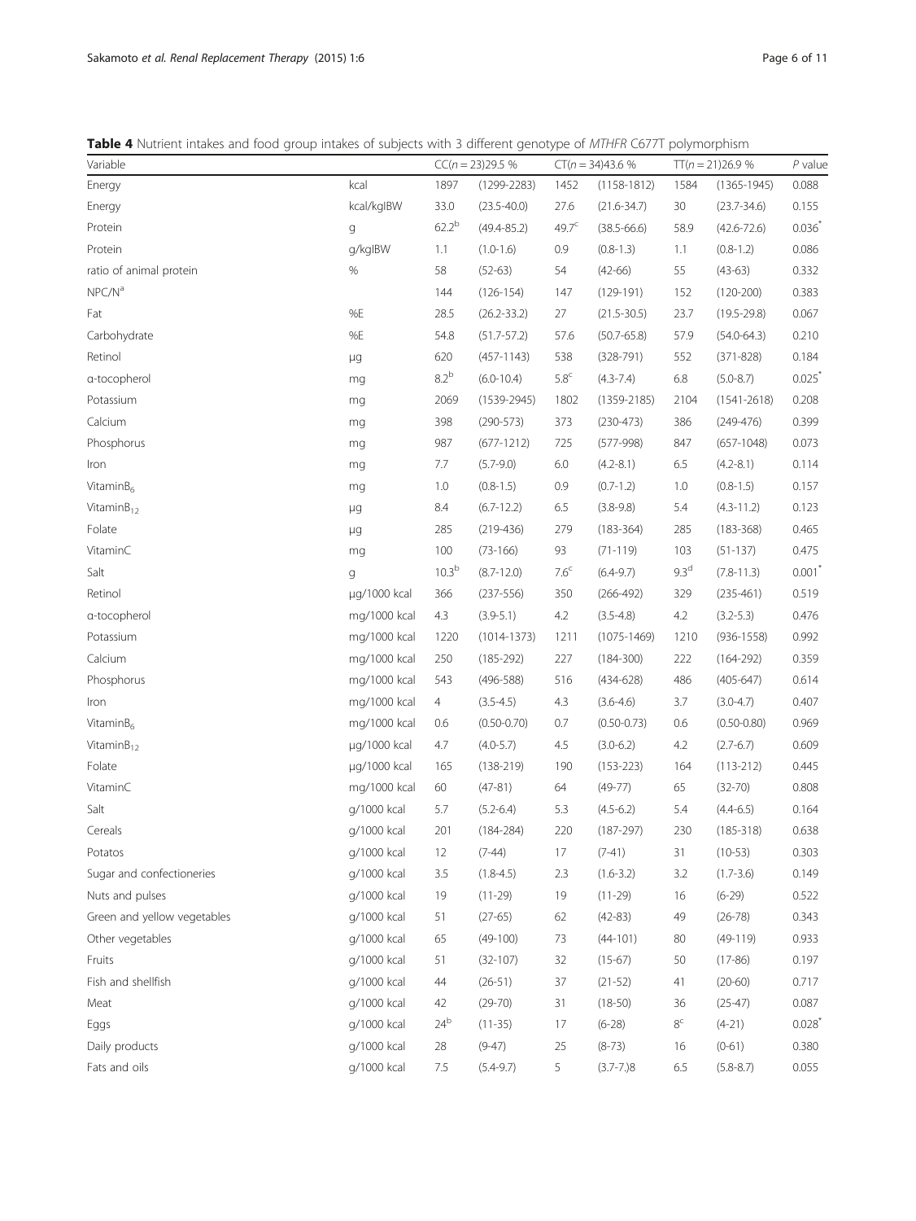**Table 4** Nutrient intakes and food group intakes of subjects with 3 different genotype of *MTHFR* C677T polymorphism

| Variable | | CC(n = 23)29.5 % | | CT(n = 34)43.6 % | | TT(n = 21)26.9 % | | P value |
|---|---|---|---|---|---|---|---|---|
| Energy | kcal | 1897 | (1299-2283) | 1452 | (1158-1812) | 1584 | (1365-1945) | 0.088 |
| Energy | kcal/kgIBW | 33.0 | (23.5-40.0) | 27.6 | (21.6-34.7) | 30 | (23.7-34.6) | 0.155 |
| Protein | g | 62.2[b] | (49.4-85.2) | 49.7[c] | (38.5-66.6) | 58.9 | (42.6-72.6) | 0.036* |
| Protein | g/kgIBW | 1.1 | (1.0-1.6) | 0.9 | (0.8-1.3) | 1.1 | (0.8-1.2) | 0.086 |
| ratio of animal protein | % | 58 | (52-63) | 54 | (42-66) | 55 | (43-63) | 0.332 |
| NPC/N[a] | | 144 | (126-154) | 147 | (129-191) | 152 | (120-200) | 0.383 |
| Fat | %E | 28.5 | (26.2-33.2) | 27 | (21.5-30.5) | 23.7 | (19.5-29.8) | 0.067 |
| Carbohydrate | %E | 54.8 | (51.7-57.2) | 57.6 | (50.7-65.8) | 57.9 | (54.0-64.3) | 0.210 |
| Retinol | μg | 620 | (457-1143) | 538 | (328-791) | 552 | (371-828) | 0.184 |
| α-tocopherol | mg | 8.2[b] | (6.0-10.4) | 5.8[c] | (4.3-7.4) | 6.8 | (5.0-8.7) | 0.025* |
| Potassium | mg | 2069 | (1539-2945) | 1802 | (1359-2185) | 2104 | (1541-2618) | 0.208 |
| Calcium | mg | 398 | (290-573) | 373 | (230-473) | 386 | (249-476) | 0.399 |
| Phosphorus | mg | 987 | (677-1212) | 725 | (577-998) | 847 | (657-1048) | 0.073 |
| Iron | mg | 7.7 | (5.7-9.0) | 6.0 | (4.2-8.1) | 6.5 | (4.2-8.1) | 0.114 |
| Vitamin$B_6$ | mg | 1.0 | (0.8-1.5) | 0.9 | (0.7-1.2) | 1.0 | (0.8-1.5) | 0.157 |
| Vitamin$B_{12}$ | μg | 8.4 | (6.7-12.2) | 6.5 | (3.8-9.8) | 5.4 | (4.3-11.2) | 0.123 |
| Folate | μg | 285 | (219-436) | 279 | (183-364) | 285 | (183-368) | 0.465 |
| VitaminC | mg | 100 | (73-166) | 93 | (71-119) | 103 | (51-137) | 0.475 |
| Salt | g | 10.3[b] | (8.7-12.0) | 7.6[c] | (6.4-9.7) | 9.3[d] | (7.8-11.3) | 0.001* |
| Retinol | μg/1000 kcal | 366 | (237-556) | 350 | (266-492) | 329 | (235-461) | 0.519 |
| α-tocopherol | mg/1000 kcal | 4.3 | (3.9-5.1) | 4.2 | (3.5-4.8) | 4.2 | (3.2-5.3) | 0.476 |
| Potassium | mg/1000 kcal | 1220 | (1014-1373) | 1211 | (1075-1469) | 1210 | (936-1558) | 0.992 |
| Calcium | mg/1000 kcal | 250 | (185-292) | 227 | (184-300) | 222 | (164-292) | 0.359 |
| Phosphorus | mg/1000 kcal | 543 | (496-588) | 516 | (434-628) | 486 | (405-647) | 0.614 |
| Iron | mg/1000 kcal | 4 | (3.5-4.5) | 4.3 | (3.6-4.6) | 3.7 | (3.0-4.7) | 0.407 |
| Vitamin$B_6$ | mg/1000 kcal | 0.6 | (0.50-0.70) | 0.7 | (0.50-0.73) | 0.6 | (0.50-0.80) | 0.969 |
| Vitamin$B_{12}$ | μg/1000 kcal | 4.7 | (4.0-5.7) | 4.5 | (3.0-6.2) | 4.2 | (2.7-6.7) | 0.609 |
| Folate | μg/1000 kcal | 165 | (138-219) | 190 | (153-223) | 164 | (113-212) | 0.445 |
| VitaminC | mg/1000 kcal | 60 | (47-81) | 64 | (49-77) | 65 | (32-70) | 0.808 |
| Salt | g/1000 kcal | 5.7 | (5.2-6.4) | 5.3 | (4.5-6.2) | 5.4 | (4.4-6.5) | 0.164 |
| Cereals | g/1000 kcal | 201 | (184-284) | 220 | (187-297) | 230 | (185-318) | 0.638 |
| Potatos | g/1000 kcal | 12 | (7-44) | 17 | (7-41) | 31 | (10-53) | 0.303 |
| Sugar and confectioneries | g/1000 kcal | 3.5 | (1.8-4.5) | 2.3 | (1.6-3.2) | 3.2 | (1.7-3.6) | 0.149 |
| Nuts and pulses | g/1000 kcal | 19 | (11-29) | 19 | (11-29) | 16 | (6-29) | 0.522 |
| Green and yellow vegetables | g/1000 kcal | 51 | (27-65) | 62 | (42-83) | 49 | (26-78) | 0.343 |
| Other vegetables | g/1000 kcal | 65 | (49-100) | 73 | (44-101) | 80 | (49-119) | 0.933 |
| Fruits | g/1000 kcal | 51 | (32-107) | 32 | (15-67) | 50 | (17-86) | 0.197 |
| Fish and shellfish | g/1000 kcal | 44 | (26-51) | 37 | (21-52) | 41 | (20-60) | 0.717 |
| Meat | g/1000 kcal | 42 | (29-70) | 31 | (18-50) | 36 | (25-47) | 0.087 |
| Eggs | g/1000 kcal | 24[b] | (11-35) | 17 | (6-28) | 8[c] | (4-21) | 0.028* |
| Daily products | g/1000 kcal | 28 | (9-47) | 25 | (8-73) | 16 | (0-61) | 0.380 |
| Fats and oils | g/1000 kcal | 7.5 | (5.4-9.7) | 5 | (3.7-7.)8 | 6.5 | (5.8-8.7) | 0.055 |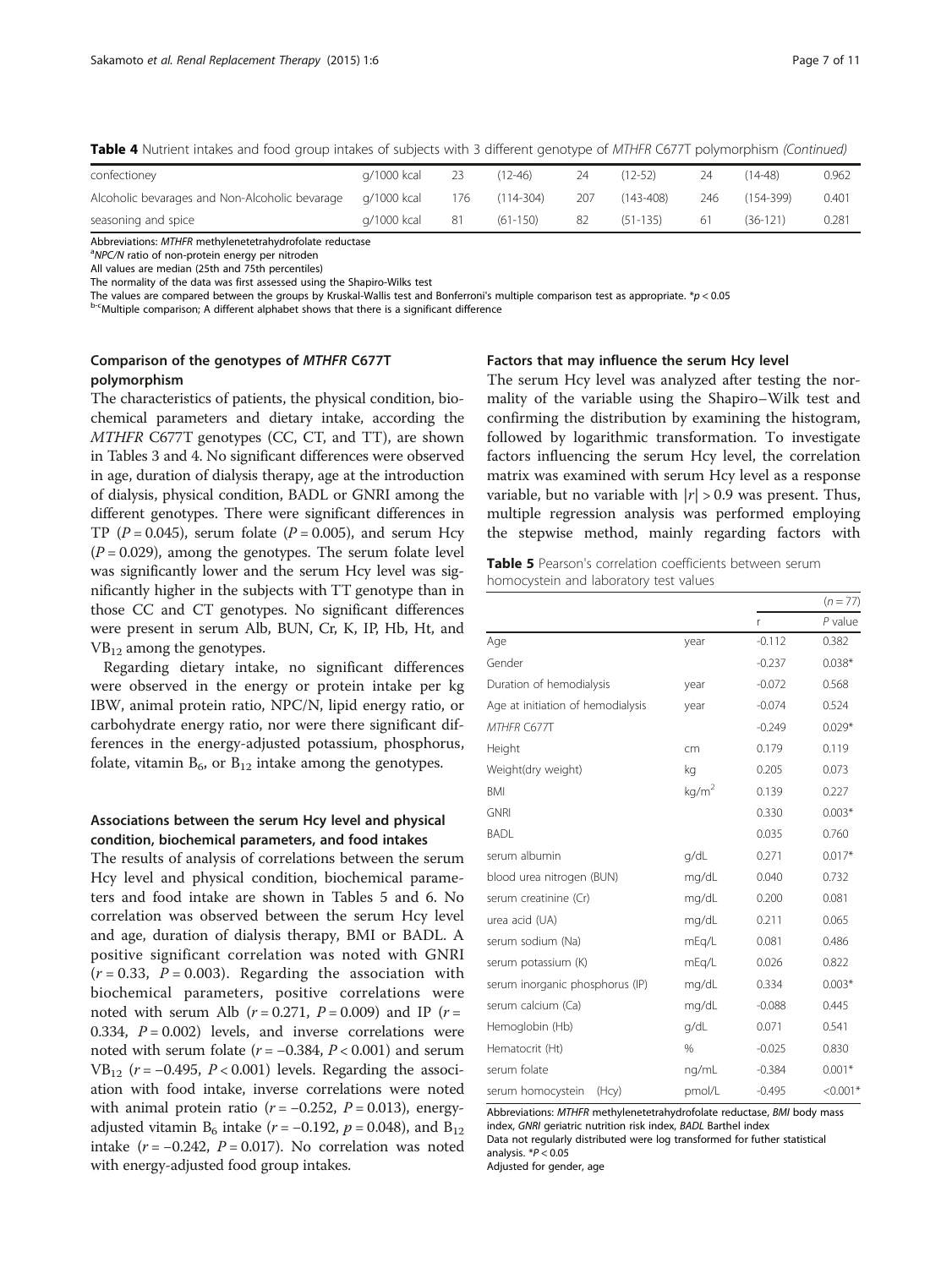**Table 4** Nutrient intakes and food group intakes of subjects with 3 different genotype of *MTHFR* C677T polymorphism *(Continued)*

| | | | | | | | | |
|---|---|---|---|---|---|---|---|---|
| confectioney | g/1000 kcal | 23 | (12-46) | 24 | (12-52) | 24 | (14-48) | 0.962 |
| Alcoholic bevarages and Non-Alcoholic bevarage | g/1000 kcal | 176 | (114-304) | 207 | (143-408) | 246 | (154-399) | 0.401 |
| seasoning and spice | g/1000 kcal | 81 | (61-150) | 82 | (51-135) | 61 | (36-121) | 0.281 |

Abbreviations: *MTHFR* methylenetetrahydrofolate reductase
[a]*NPC/N* ratio of non-protein energy per nitroden
All values are median (25th and 75th percentiles)
The normality of the data was first assessed using the Shapiro-Wilks test
The values are compared between the groups by Kruskal-Wallis test and Bonferroni's multiple comparison test as appropriate. *p < 0.05
[b-c]Multiple comparison; A different alphabet shows that there is a significant difference

### Comparison of the genotypes of *MTHFR* C677T polymorphism

The characteristics of patients, the physical condition, biochemical parameters and dietary intake, according the *MTHFR* C677T genotypes (CC, CT, and TT), are shown in Tables 3 and 4. No significant differences were observed in age, duration of dialysis therapy, age at the introduction of dialysis, physical condition, BADL or GNRI among the different genotypes. There were significant differences in TP ($P = 0.045$), serum folate ($P = 0.005$), and serum Hcy ($P = 0.029$), among the genotypes. The serum folate level was significantly lower and the serum Hcy level was significantly higher in the subjects with TT genotype than in those CC and CT genotypes. No significant differences were present in serum Alb, BUN, Cr, K, IP, Hb, Ht, and $VB_{12}$ among the genotypes.

Regarding dietary intake, no significant differences were observed in the energy or protein intake per kg IBW, animal protein ratio, NPC/N, lipid energy ratio, or carbohydrate energy ratio, nor were there significant differences in the energy-adjusted potassium, phosphorus, folate, vitamin $B_6$, or $B_{12}$ intake among the genotypes.

### Associations between the serum Hcy level and physical condition, biochemical parameters, and food intakes

The results of analysis of correlations between the serum Hcy level and physical condition, biochemical parameters and food intake are shown in Tables 5 and 6. No correlation was observed between the serum Hcy level and age, duration of dialysis therapy, BMI or BADL. A positive significant correlation was noted with GNRI ($r = 0.33$, $P = 0.003$). Regarding the association with biochemical parameters, positive correlations were noted with serum Alb ($r = 0.271$, $P = 0.009$) and IP ($r = 0.334$, $P = 0.002$) levels, and inverse correlations were noted with serum folate ($r = -0.384$, $P < 0.001$) and serum $VB_{12}$ ($r = -0.495$, $P < 0.001$) levels. Regarding the association with food intake, inverse correlations were noted with animal protein ratio ($r = -0.252$, $P = 0.013$), energy-adjusted vitamin $B_6$ intake ($r = -0.192$, $p = 0.048$), and $B_{12}$ intake ($r = -0.242$, $P = 0.017$). No correlation was noted with energy-adjusted food group intakes.

### Factors that may influence the serum Hcy level

The serum Hcy level was analyzed after testing the normality of the variable using the Shapiro–Wilk test and confirming the distribution by examining the histogram, followed by logarithmic transformation. To investigate factors influencing the serum Hcy level, the correlation matrix was examined with serum Hcy level as a response variable, but no variable with $|r| > 0.9$ was present. Thus, multiple regression analysis was performed employing the stepwise method, mainly regarding factors with

**Table 5** Pearson's correlation coefficients between serum homocystein and laboratory test values

| | | | ($n = 77$) |
|---|---|---|---|
| | | r | *P* value |
| Age | year | -0.112 | 0.382 |
| Gender | | -0.237 | 0.038* |
| Duration of hemodialysis | year | -0.072 | 0.568 |
| Age at initiation of hemodialysis | year | -0.074 | 0.524 |
| *MTHFR C677T* | | -0.249 | 0.029* |
| Height | cm | 0.179 | 0.119 |
| Weight(dry weight) | kg | 0.205 | 0.073 |
| BMI | kg/m$^2$ | 0.139 | 0.227 |
| GNRI | | 0.330 | 0.003* |
| BADL | | 0.035 | 0.760 |
| serum albumin | g/dL | 0.271 | 0.017* |
| blood urea nitrogen (BUN) | mg/dL | 0.040 | 0.732 |
| serum creatinine (Cr) | mg/dL | 0.200 | 0.081 |
| urea acid (UA) | mg/dL | 0.211 | 0.065 |
| serum sodium (Na) | mEq/L | 0.081 | 0.486 |
| serum potassium (K) | mEq/L | 0.026 | 0.822 |
| serum inorganic phosphorus (IP) | mg/dL | 0.334 | 0.003* |
| serum calcium (Ca) | mg/dL | -0.088 | 0.445 |
| Hemoglobin (Hb) | g/dL | 0.071 | 0.541 |
| Hematocrit (Ht) | % | -0.025 | 0.830 |
| serum folate | ng/mL | -0.384 | 0.001* |
| serum homocystein (Hcy) | pmol/L | -0.495 | <0.001* |

Abbreviations: *MTHFR* methylenetetrahydrofolate reductase, *BMI* body mass index, *GNRI* geriatric nutrition risk index, *BADL* Barthel index
Data not regularly distributed were log transformed for futher statistical analysis. *P < 0.05
Adjusted for gender, age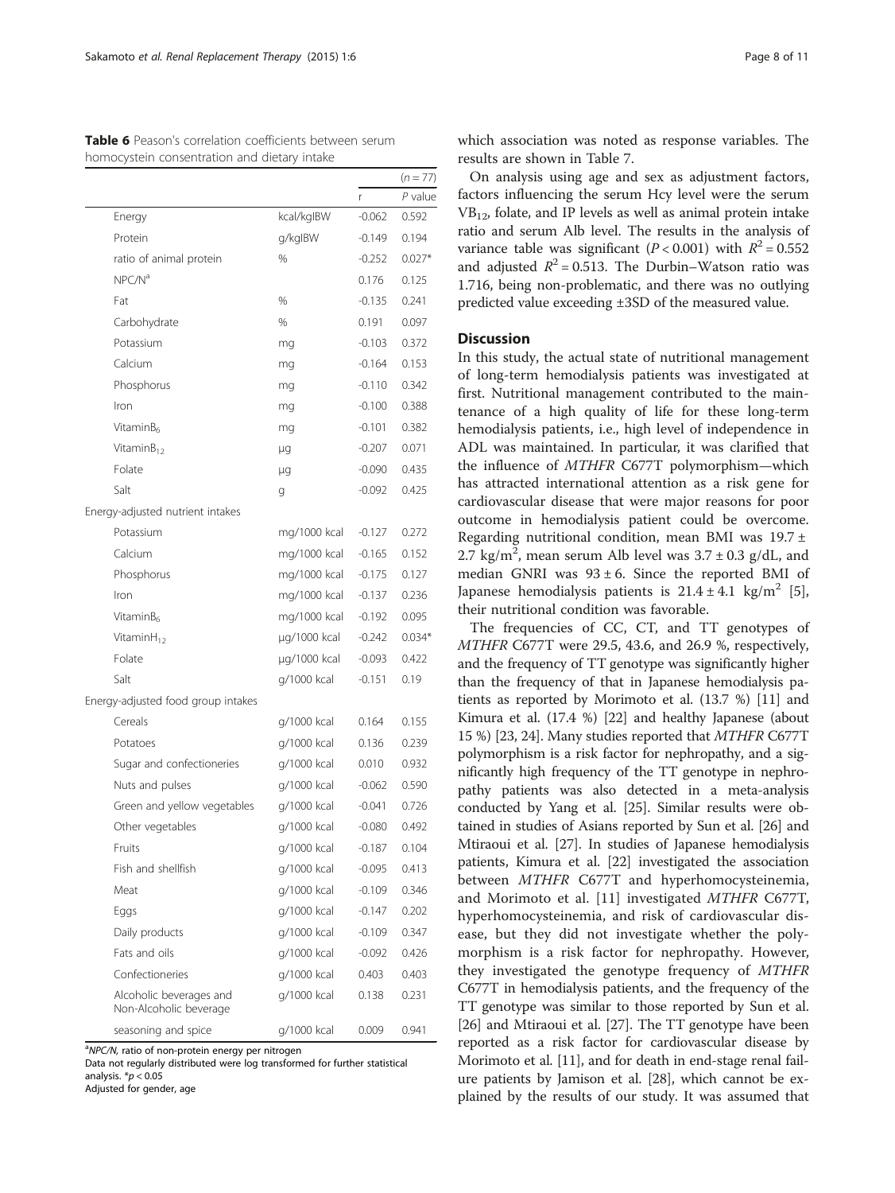**Table 6** Peason's correlation coefficients between serum homocystein consentration and dietary intake

| | | $(n = 77)$ | |
|---|---|---|---|
| | | r | $P$ value |
| Energy | kcal/kgIBW | -0.062 | 0.592 |
| Protein | g/kgIBW | -0.149 | 0.194 |
| ratio of animal protein | % | -0.252 | 0.027* |
| NPC/N[a] | | 0.176 | 0.125 |
| Fat | % | -0.135 | 0.241 |
| Carbohydrate | % | 0.191 | 0.097 |
| Potassium | mg | -0.103 | 0.372 |
| Calcium | mg | -0.164 | 0.153 |
| Phosphorus | mg | -0.110 | 0.342 |
| Iron | mg | -0.100 | 0.388 |
| Vitamin$B_6$ | mg | -0.101 | 0.382 |
| Vitamin$B_{12}$ | μg | -0.207 | 0.071 |
| Folate | μg | -0.090 | 0.435 |
| Salt | g | -0.092 | 0.425 |
| Energy-adjusted nutrient intakes | | | |
| Potassium | mg/1000 kcal | -0.127 | 0.272 |
| Calcium | mg/1000 kcal | -0.165 | 0.152 |
| Phosphorus | mg/1000 kcal | -0.175 | 0.127 |
| Iron | mg/1000 kcal | -0.137 | 0.236 |
| Vitamin$B_6$ | mg/1000 kcal | -0.192 | 0.095 |
| Vitamin$H_{12}$ | μg/1000 kcal | -0.242 | 0.034* |
| Folate | μg/1000 kcal | -0.093 | 0.422 |
| Salt | g/1000 kcal | -0.151 | 0.19 |
| Energy-adjusted food group intakes | | | |
| Cereals | g/1000 kcal | 0.164 | 0.155 |
| Potatoes | g/1000 kcal | 0.136 | 0.239 |
| Sugar and confectioneries | g/1000 kcal | 0.010 | 0.932 |
| Nuts and pulses | g/1000 kcal | -0.062 | 0.590 |
| Green and yellow vegetables | g/1000 kcal | -0.041 | 0.726 |
| Other vegetables | g/1000 kcal | -0.080 | 0.492 |
| Fruits | g/1000 kcal | -0.187 | 0.104 |
| Fish and shellfish | g/1000 kcal | -0.095 | 0.413 |
| Meat | g/1000 kcal | -0.109 | 0.346 |
| Eggs | g/1000 kcal | -0.147 | 0.202 |
| Daily products | g/1000 kcal | -0.109 | 0.347 |
| Fats and oils | g/1000 kcal | -0.092 | 0.426 |
| Confectioneries | g/1000 kcal | 0.403 | 0.403 |
| Alcoholic beverages and Non-Alcoholic beverage | g/1000 kcal | 0.138 | 0.231 |
| seasoning and spice | g/1000 kcal | 0.009 | 0.941 |

[a]*NPC/N*, ratio of non-protein energy per nitrogen
Data not regularly distributed were log transformed for further statistical analysis. *$p < 0.05$
Adjusted for gender, age

which association was noted as response variables. The results are shown in Table 7.

On analysis using age and sex as adjustment factors, factors influencing the serum Hcy level were the serum $VB_{12}$, folate, and IP levels as well as animal protein intake ratio and serum Alb level. The results in the analysis of variance table was significant ($P < 0.001$) with $R^2 = 0.552$ and adjusted $R^2 = 0.513$. The Durbin–Watson ratio was 1.716, being non-problematic, and there was no outlying predicted value exceeding ±3SD of the measured value.

## Discussion

In this study, the actual state of nutritional management of long-term hemodialysis patients was investigated at first. Nutritional management contributed to the maintenance of a high quality of life for these long-term hemodialysis patients, i.e., high level of independence in ADL was maintained. In particular, it was clarified that the influence of *MTHFR* C677T polymorphism—which has attracted international attention as a risk gene for cardiovascular disease that were major reasons for poor outcome in hemodialysis patient could be overcome. Regarding nutritional condition, mean BMI was 19.7 ± 2.7 kg/m$^2$, mean serum Alb level was 3.7 ± 0.3 g/dL, and median GNRI was 93 ± 6. Since the reported BMI of Japanese hemodialysis patients is 21.4 ± 4.1 kg/m$^2$ [5], their nutritional condition was favorable.

The frequencies of CC, CT, and TT genotypes of *MTHFR* C677T were 29.5, 43.6, and 26.9 %, respectively, and the frequency of TT genotype was significantly higher than the frequency of that in Japanese hemodialysis patients as reported by Morimoto et al. (13.7 %) [11] and Kimura et al. (17.4 %) [22] and healthy Japanese (about 15 %) [23, 24]. Many studies reported that *MTHFR* C677T polymorphism is a risk factor for nephropathy, and a significantly high frequency of the TT genotype in nephropathy patients was also detected in a meta-analysis conducted by Yang et al. [25]. Similar results were obtained in studies of Asians reported by Sun et al. [26] and Mtiraoui et al. [27]. In studies of Japanese hemodialysis patients, Kimura et al. [22] investigated the association between *MTHFR* C677T and hyperhomocysteinemia, and Morimoto et al. [11] investigated *MTHFR* C677T, hyperhomocysteinemia, and risk of cardiovascular disease, but they did not investigate whether the polymorphism is a risk factor for nephropathy. However, they investigated the genotype frequency of *MTHFR* C677T in hemodialysis patients, and the frequency of the TT genotype was similar to those reported by Sun et al. [26] and Mtiraoui et al. [27]. The TT genotype have been reported as a risk factor for cardiovascular disease by Morimoto et al. [11], and for death in end-stage renal failure patients by Jamison et al. [28], which cannot be explained by the results of our study. It was assumed that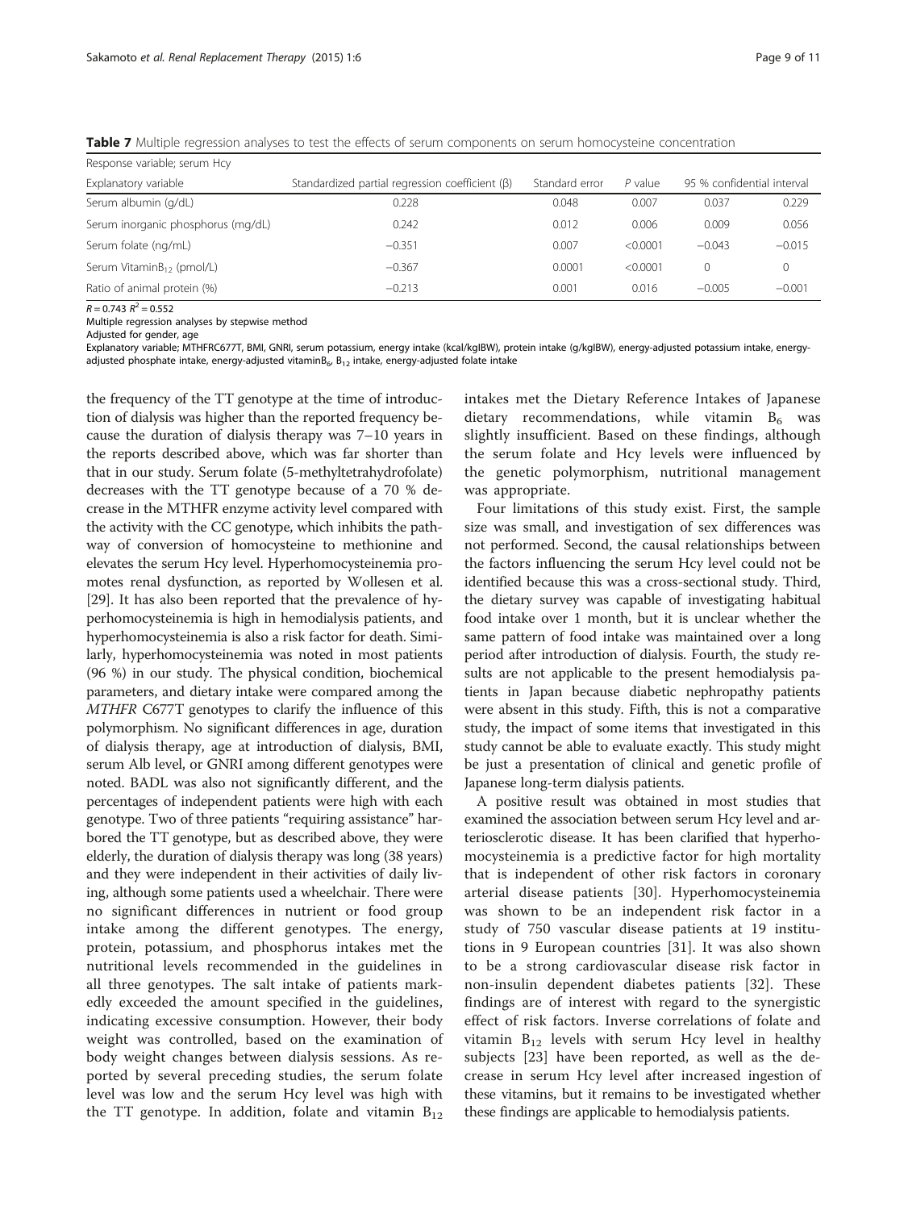**Table 7** Multiple regression analyses to test the effects of serum components on serum homocysteine concentration

| Response variable; serum Hcy | | | | | |
|---|---|---|---|---|---|
| Explanatory variable | Standardized partial regression coefficient (β) | Standard error | *P* value | 95 % confidential interval | |
| Serum albumin (g/dL) | 0.228 | 0.048 | 0.007 | 0.037 | 0.229 |
| Serum inorganic phosphorus (mg/dL) | 0.242 | 0.012 | 0.006 | 0.009 | 0.056 |
| Serum folate (ng/mL) | −0.351 | 0.007 | <0.0001 | −0.043 | −0.015 |
| Serum Vitamin$B_{12}$ (pmol/L) | −0.367 | 0.0001 | <0.0001 | 0 | 0 |
| Ratio of animal protein (%) | −0.213 | 0.001 | 0.016 | −0.005 | −0.001 |

$R = 0.743$ $R^2 = 0.552$

Multiple regression analyses by stepwise method

Adjusted for gender, age

Explanatory variable; MTHFRC677T, BMI, GNRI, serum potassium, energy intake (kcal/kgIBW), protein intake (g/kgIBW), energy-adjusted potassium intake, energy-adjusted phosphate intake, energy-adjusted vitamin$B_6$, $B_{12}$ intake, energy-adjusted folate intake

the frequency of the TT genotype at the time of introduction of dialysis was higher than the reported frequency because the duration of dialysis therapy was 7–10 years in the reports described above, which was far shorter than that in our study. Serum folate (5-methyltetrahydrofolate) decreases with the TT genotype because of a 70 % decrease in the MTHFR enzyme activity level compared with the activity with the CC genotype, which inhibits the pathway of conversion of homocysteine to methionine and elevates the serum Hcy level. Hyperhomocysteinemia promotes renal dysfunction, as reported by Wollesen et al. [29]. It has also been reported that the prevalence of hyperhomocysteinemia is high in hemodialysis patients, and hyperhomocysteinemia is also a risk factor for death. Similarly, hyperhomocysteinemia was noted in most patients (96 %) in our study. The physical condition, biochemical parameters, and dietary intake were compared among the *MTHFR* C677T genotypes to clarify the influence of this polymorphism. No significant differences in age, duration of dialysis therapy, age at introduction of dialysis, BMI, serum Alb level, or GNRI among different genotypes were noted. BADL was also not significantly different, and the percentages of independent patients were high with each genotype. Two of three patients "requiring assistance" harbored the TT genotype, but as described above, they were elderly, the duration of dialysis therapy was long (38 years) and they were independent in their activities of daily living, although some patients used a wheelchair. There were no significant differences in nutrient or food group intake among the different genotypes. The energy, protein, potassium, and phosphorus intakes met the nutritional levels recommended in the guidelines in all three genotypes. The salt intake of patients markedly exceeded the amount specified in the guidelines, indicating excessive consumption. However, their body weight was controlled, based on the examination of body weight changes between dialysis sessions. As reported by several preceding studies, the serum folate level was low and the serum Hcy level was high with the TT genotype. In addition, folate and vitamin $B_{12}$ intakes met the Dietary Reference Intakes of Japanese dietary recommendations, while vitamin $B_6$ was slightly insufficient. Based on these findings, although the serum folate and Hcy levels were influenced by the genetic polymorphism, nutritional management was appropriate.

Four limitations of this study exist. First, the sample size was small, and investigation of sex differences was not performed. Second, the causal relationships between the factors influencing the serum Hcy level could not be identified because this was a cross-sectional study. Third, the dietary survey was capable of investigating habitual food intake over 1 month, but it is unclear whether the same pattern of food intake was maintained over a long period after introduction of dialysis. Fourth, the study results are not applicable to the present hemodialysis patients in Japan because diabetic nephropathy patients were absent in this study. Fifth, this is not a comparative study, the impact of some items that investigated in this study cannot be able to evaluate exactly. This study might be just a presentation of clinical and genetic profile of Japanese long-term dialysis patients.

A positive result was obtained in most studies that examined the association between serum Hcy level and arteriosclerotic disease. It has been clarified that hyperhomocysteinemia is a predictive factor for high mortality that is independent of other risk factors in coronary arterial disease patients [30]. Hyperhomocysteinemia was shown to be an independent risk factor in a study of 750 vascular disease patients at 19 institutions in 9 European countries [31]. It was also shown to be a strong cardiovascular disease risk factor in non-insulin dependent diabetes patients [32]. These findings are of interest with regard to the synergistic effect of risk factors. Inverse correlations of folate and vitamin $B_{12}$ levels with serum Hcy level in healthy subjects [23] have been reported, as well as the decrease in serum Hcy level after increased ingestion of these vitamins, but it remains to be investigated whether these findings are applicable to hemodialysis patients.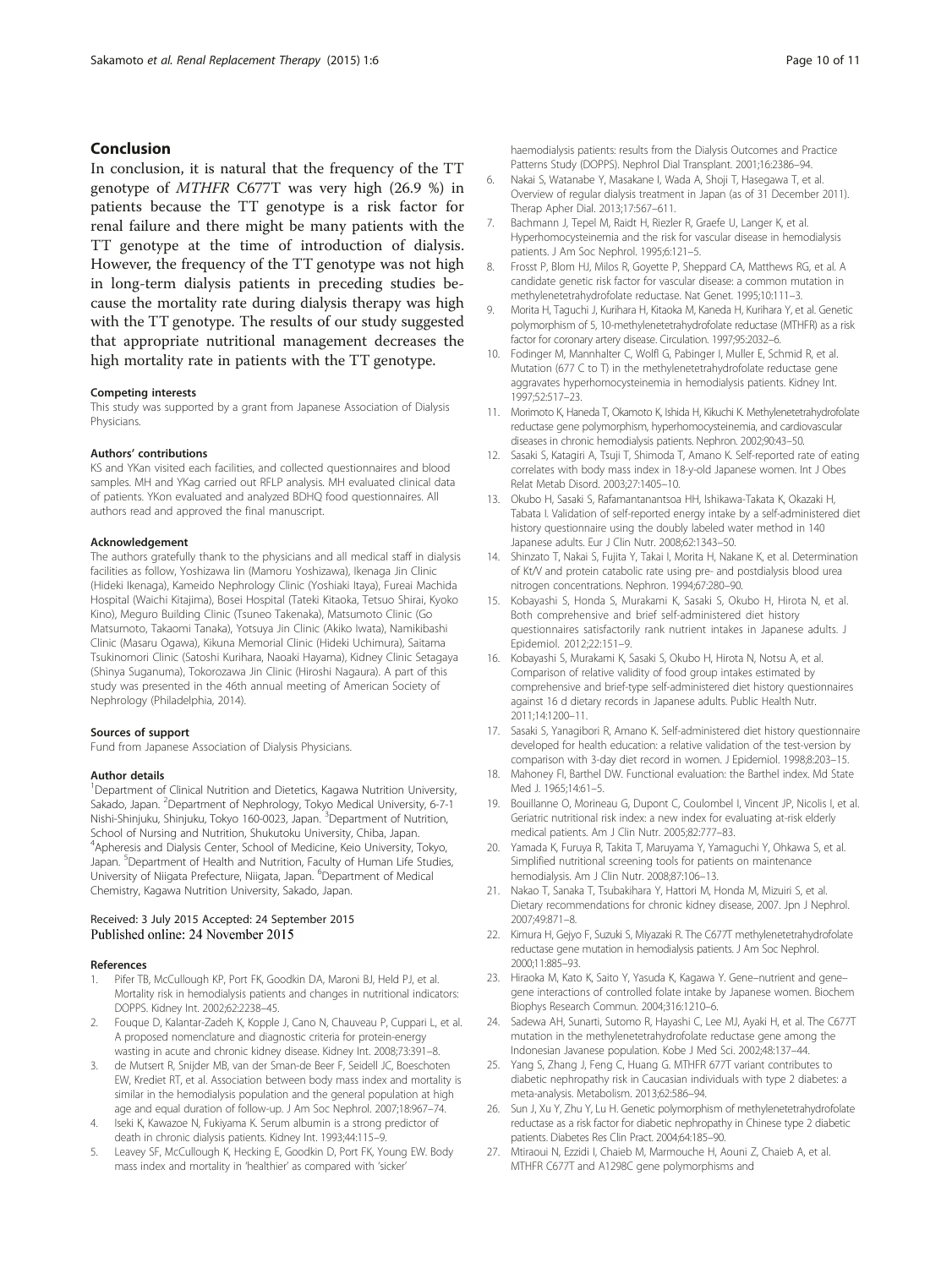## Conclusion

In conclusion, it is natural that the frequency of the TT genotype of *MTHFR* C677T was very high (26.9 %) in patients because the TT genotype is a risk factor for renal failure and there might be many patients with the TT genotype at the time of introduction of dialysis. However, the frequency of the TT genotype was not high in long-term dialysis patients in preceding studies because the mortality rate during dialysis therapy was high with the TT genotype. The results of our study suggested that appropriate nutritional management decreases the high mortality rate in patients with the TT genotype.

#### Competing interests

This study was supported by a grant from Japanese Association of Dialysis Physicians.

#### Authors' contributions

KS and YKan visited each facilities, and collected questionnaires and blood samples. MH and YKag carried out RFLP analysis. MH evaluated clinical data of patients. YKon evaluated and analyzed BDHQ food questionnaires. All authors read and approved the final manuscript.

#### Acknowledgement

The authors gratefully thank to the physicians and all medical staff in dialysis facilities as follow, Yoshizawa Iin (Mamoru Yoshizawa), Ikenaga Jin Clinic (Hideki Ikenaga), Kameido Nephrology Clinic (Yoshiaki Itaya), Fureai Machida Hospital (Waichi Kitajima), Bosei Hospital (Tateki Kitaoka, Tetsuo Shirai, Kyoko Kino), Meguro Building Clinic (Tsuneo Takenaka), Matsumoto Clinic (Go Matsumoto, Takaomi Tanaka), Yotsuya Jin Clinic (Akiko Iwata), Namikibashi Clinic (Masaru Ogawa), Kikuna Memorial Clinic (Hideki Uchimura), Saitama Tsukinomori Clinic (Satoshi Kurihara, Naoaki Hayama), Kidney Clinic Setagaya (Shinya Suganuma), Tokorozawa Jin Clinic (Hiroshi Nagaura). A part of this study was presented in the 46th annual meeting of American Society of Nephrology (Philadelphia, 2014).

#### Sources of support

Fund from Japanese Association of Dialysis Physicians.

#### Author details

[1]Department of Clinical Nutrition and Dietetics, Kagawa Nutrition University, Sakado, Japan. [2]Department of Nephrology, Tokyo Medical University, 6-7-1 Nishi-Shinjuku, Shinjuku, Tokyo 160-0023, Japan. [3]Department of Nutrition, School of Nursing and Nutrition, Shukutoku University, Chiba, Japan. [4]Apheresis and Dialysis Center, School of Medicine, Keio University, Tokyo, Japan. [5]Department of Health and Nutrition, Faculty of Human Life Studies, University of Niigata Prefecture, Niigata, Japan. [6]Department of Medical Chemistry, Kagawa Nutrition University, Sakado, Japan.

Received: 3 July 2015 Accepted: 24 September 2015
Published online: 24 November 2015

#### References

1. Pifer TB, McCullough KP, Port FK, Goodkin DA, Maroni BJ, Held PJ, et al. Mortality risk in hemodialysis patients and changes in nutritional indicators: DOPPS. Kidney Int. 2002;62:2238–45.
2. Fouque D, Kalantar-Zadeh K, Kopple J, Cano N, Chauveau P, Cuppari L, et al. A proposed nomenclature and diagnostic criteria for protein-energy wasting in acute and chronic kidney disease. Kidney Int. 2008;73:391–8.
3. de Mutsert R, Snijder MB, van der Sman-de Beer F, Seidell JC, Boeschoten EW, Krediet RT, et al. Association between body mass index and mortality is similar in the hemodialysis population and the general population at high age and equal duration of follow-up. J Am Soc Nephrol. 2007;18:967–74.
4. Iseki K, Kawazoe N, Fukiyama K. Serum albumin is a strong predictor of death in chronic dialysis patients. Kidney Int. 1993;44:115–9.
5. Leavey SF, McCullough K, Hecking E, Goodkin D, Port FK, Young EW. Body mass index and mortality in 'healthier' as compared with 'sicker' haemodialysis patients: results from the Dialysis Outcomes and Practice Patterns Study (DOPPS). Nephrol Dial Transplant. 2001;16:2386–94.
6. Nakai S, Watanabe Y, Masakane I, Wada A, Shoji T, Hasegawa T, et al. Overview of regular dialysis treatment in Japan (as of 31 December 2011). Therap Apher Dial. 2013;17:567–611.
7. Bachmann J, Tepel M, Raidt H, Riezler R, Graefe U, Langer K, et al. Hyperhomocysteinemia and the risk for vascular disease in hemodialysis patients. J Am Soc Nephrol. 1995;6:121–5.
8. Frosst P, Blom HJ, Milos R, Goyette P, Sheppard CA, Matthews RG, et al. A candidate genetic risk factor for vascular disease: a common mutation in methylenetetrahydrofolate reductase. Nat Genet. 1995;10:111–3.
9. Morita H, Taguchi J, Kurihara H, Kitaoka M, Kaneda H, Kurihara Y, et al. Genetic polymorphism of 5, 10-methylenetetrahydrofolate reductase (MTHFR) as a risk factor for coronary artery disease. Circulation. 1997;95:2032–6.
10. Fodinger M, Mannhalter C, Wolfl G, Pabinger I, Muller E, Schmid R, et al. Mutation (677 C to T) in the methylenetetrahydrofolate reductase gene aggravates hyperhomocysteinemia in hemodialysis patients. Kidney Int. 1997;52:517–23.
11. Morimoto K, Haneda T, Okamoto K, Ishida H, Kikuchi K. Methylenetetrahydrofolate reductase gene polymorphism, hyperhomocysteinemia, and cardiovascular diseases in chronic hemodialysis patients. Nephron. 2002;90:43–50.
12. Sasaki S, Katagiri A, Tsuji T, Shimoda T, Amano K. Self-reported rate of eating correlates with body mass index in 18-y-old Japanese women. Int J Obes Relat Metab Disord. 2003;27:1405–10.
13. Okubo H, Sasaki S, Rafamantanantsoa HH, Ishikawa-Takata K, Okazaki H, Tabata I. Validation of self-reported energy intake by a self-administered diet history questionnaire using the doubly labeled water method in 140 Japanese adults. Eur J Clin Nutr. 2008;62:1343–50.
14. Shinzato T, Nakai S, Fujita Y, Takai I, Morita H, Nakane K, et al. Determination of Kt/V and protein catabolic rate using pre- and postdialysis blood urea nitrogen concentrations. Nephron. 1994;67:280–90.
15. Kobayashi S, Honda S, Murakami K, Sasaki S, Okubo H, Hirota N, et al. Both comprehensive and brief self-administered diet history questionnaires satisfactorily rank nutrient intakes in Japanese adults. J Epidemiol. 2012;22:151–9.
16. Kobayashi S, Murakami K, Sasaki S, Okubo H, Hirota N, Notsu A, et al. Comparison of relative validity of food group intakes estimated by comprehensive and brief-type self-administered diet history questionnaires against 16 d dietary records in Japanese adults. Public Health Nutr. 2011;14:1200–11.
17. Sasaki S, Yanagibori R, Amano K. Self-administered diet history questionnaire developed for health education: a relative validation of the test-version by comparison with 3-day diet record in women. J Epidemiol. 1998;8:203–15.
18. Mahoney FI, Barthel DW. Functional evaluation: the Barthel index. Md State Med J. 1965;14:61–5.
19. Bouillanne O, Morineau G, Dupont C, Coulombel I, Vincent JP, Nicolis I, et al. Geriatric nutritional risk index: a new index for evaluating at-risk elderly medical patients. Am J Clin Nutr. 2005;82:777–83.
20. Yamada K, Furuya R, Takita T, Maruyama Y, Yamaguchi Y, Ohkawa S, et al. Simplified nutritional screening tools for patients on maintenance hemodialysis. Am J Clin Nutr. 2008;87:106–13.
21. Nakao T, Sanaka T, Tsubakihara Y, Hattori M, Honda M, Mizuiri S, et al. Dietary recommendations for chronic kidney disease, 2007. Jpn J Nephrol. 2007;49:871–8.
22. Kimura H, Gejyo F, Suzuki S, Miyazaki R. The C677T methylenetetrahydrofolate reductase gene mutation in hemodialysis patients. J Am Soc Nephrol. 2000;11:885–93.
23. Hiraoka M, Kato K, Saito Y, Yasuda K, Kagawa Y. Gene–nutrient and gene–gene interactions of controlled folate intake by Japanese women. Biochem Biophys Research Commun. 2004;316:1210–6.
24. Sadewa AH, Sunarti, Sutomo R, Hayashi C, Lee MJ, Ayaki H, et al. The C677T mutation in the methylenetetrahydrofolate reductase gene among the Indonesian Javanese population. Kobe J Med Sci. 2002;48:137–44.
25. Yang S, Zhang J, Feng C, Huang G. MTHFR 677T variant contributes to diabetic nephropathy risk in Caucasian individuals with type 2 diabetes: a meta-analysis. Metabolism. 2013;62:586–94.
26. Sun J, Xu Y, Zhu Y, Lu H. Genetic polymorphism of methylenetetrahydrofolate reductase as a risk factor for diabetic nephropathy in Chinese type 2 diabetic patients. Diabetes Res Clin Pract. 2004;64:185–90.
27. Mtiraoui N, Ezzidi I, Chaieb M, Marmouche H, Aouni Z, Chaieb A, et al. MTHFR C677T and A1298C gene polymorphisms and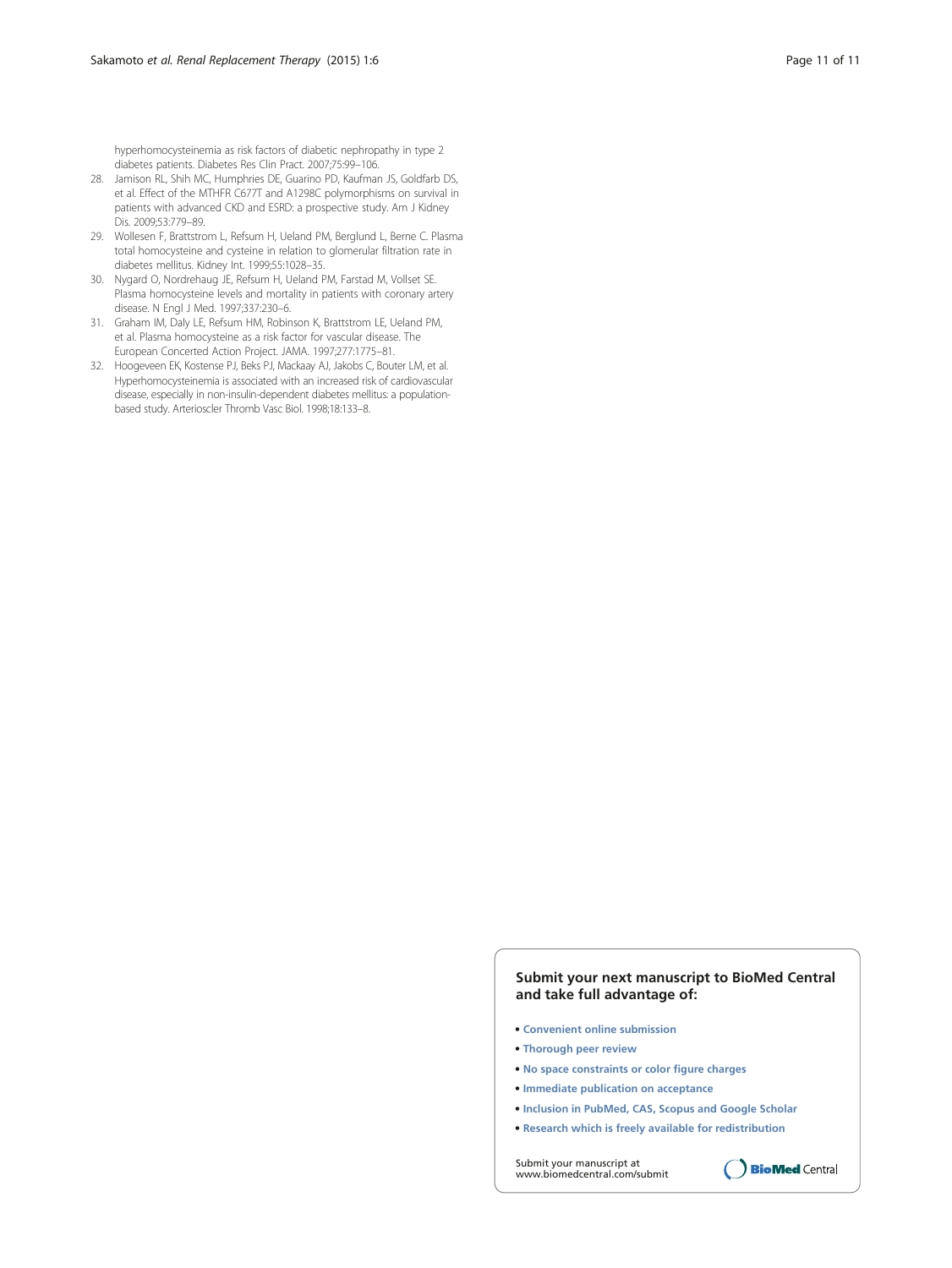hyperhomocysteinemia as risk factors of diabetic nephropathy in type 2 diabetes patients. Diabetes Res Clin Pract. 2007;75:99–106.

28. Jamison RL, Shih MC, Humphries DE, Guarino PD, Kaufman JS, Goldfarb DS, et al. Effect of the MTHFR C677T and A1298C polymorphisms on survival in patients with advanced CKD and ESRD: a prospective study. Am J Kidney Dis. 2009;53:779–89.
29. Wollesen F, Brattstrom L, Refsum H, Ueland PM, Berglund L, Berne C. Plasma total homocysteine and cysteine in relation to glomerular filtration rate in diabetes mellitus. Kidney Int. 1999;55:1028–35.
30. Nygard O, Nordrehaug JE, Refsum H, Ueland PM, Farstad M, Vollset SE. Plasma homocysteine levels and mortality in patients with coronary artery disease. N Engl J Med. 1997;337:230–6.
31. Graham IM, Daly LE, Refsum HM, Robinson K, Brattstrom LE, Ueland PM, et al. Plasma homocysteine as a risk factor for vascular disease. The European Concerted Action Project. JAMA. 1997;277:1775–81.
32. Hoogeveen EK, Kostense PJ, Beks PJ, Mackaay AJ, Jakobs C, Bouter LM, et al. Hyperhomocysteinemia is associated with an increased risk of cardiovascular disease, especially in non-insulin-dependent diabetes mellitus: a population-based study. Arterioscler Thromb Vasc Biol. 1998;18:133–8.

**Submit your next manuscript to BioMed Central and take full advantage of:**

- **Convenient online submission**
- **Thorough peer review**
- **No space constraints or color figure charges**
- **Immediate publication on acceptance**
- **Inclusion in PubMed, CAS, Scopus and Google Scholar**
- **Research which is freely available for redistribution**

Submit your manuscript at
www.biomedcentral.com/submit

BioMed Central